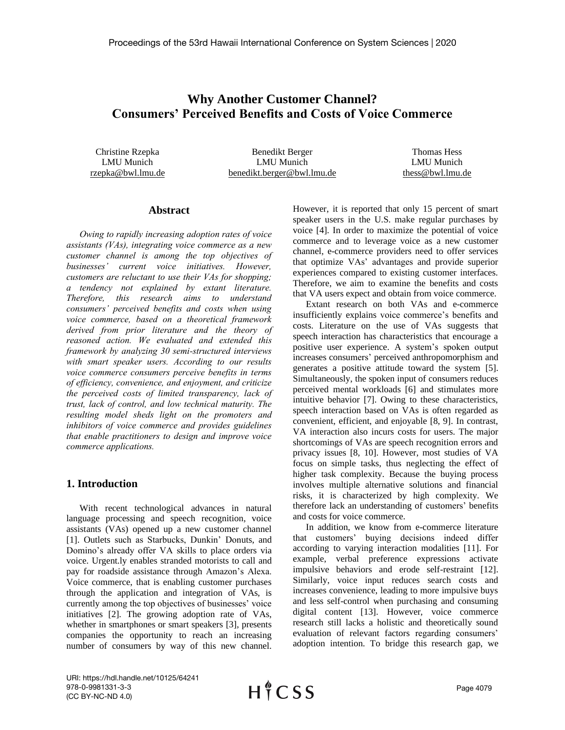# Why Another Customer Channel? Consumers' Perceived Benefits and Costs of Voice Commerce

Christine Rzepka
LMU Munich
rzepka@bwl.lmu.de

Benedikt Berger
LMU Munich
benedikt.berger@bwl.lmu.de

Thomas Hess
LMU Munich
thess@bwl.lmu.de

## Abstract

*Owing to rapidly increasing adoption rates of voice assistants (VAs), integrating voice commerce as a new customer channel is among the top objectives of businesses' current voice initiatives. However, customers are reluctant to use their VAs for shopping; a tendency not explained by extant literature. Therefore, this research aims to understand consumers' perceived benefits and costs when using voice commerce, based on a theoretical framework derived from prior literature and the theory of reasoned action. We evaluated and extended this framework by analyzing 30 semi-structured interviews with smart speaker users. According to our results voice commerce consumers perceive benefits in terms of efficiency, convenience, and enjoyment, and criticize the perceived costs of limited transparency, lack of trust, lack of control, and low technical maturity. The resulting model sheds light on the promoters and inhibitors of voice commerce and provides guidelines that enable practitioners to design and improve voice commerce applications.*

## 1. Introduction

With recent technological advances in natural language processing and speech recognition, voice assistants (VAs) opened up a new customer channel [1]. Outlets such as Starbucks, Dunkin' Donuts, and Domino's already offer VA skills to place orders via voice. Urgent.ly enables stranded motorists to call and pay for roadside assistance through Amazon's Alexa. Voice commerce, that is enabling customer purchases through the application and integration of VAs, is currently among the top objectives of businesses' voice initiatives [2]. The growing adoption rate of VAs, whether in smartphones or smart speakers [3], presents companies the opportunity to reach an increasing number of consumers by way of this new channel. However, it is reported that only 15 percent of smart speaker users in the U.S. make regular purchases by voice [4]. In order to maximize the potential of voice commerce and to leverage voice as a new customer channel, e-commerce providers need to offer services that optimize VAs' advantages and provide superior experiences compared to existing customer interfaces. Therefore, we aim to examine the benefits and costs that VA users expect and obtain from voice commerce.

Extant research on both VAs and e-commerce insufficiently explains voice commerce's benefits and costs. Literature on the use of VAs suggests that speech interaction has characteristics that encourage a positive user experience. A system's spoken output increases consumers' perceived anthropomorphism and generates a positive attitude toward the system [5]. Simultaneously, the spoken input of consumers reduces perceived mental workloads [6] and stimulates more intuitive behavior [7]. Owing to these characteristics, speech interaction based on VAs is often regarded as convenient, efficient, and enjoyable [8, 9]. In contrast, VA interaction also incurs costs for users. The major shortcomings of VAs are speech recognition errors and privacy issues [8, 10]. However, most studies of VA focus on simple tasks, thus neglecting the effect of higher task complexity. Because the buying process involves multiple alternative solutions and financial risks, it is characterized by high complexity. We therefore lack an understanding of customers' benefits and costs for voice commerce.

In addition, we know from e-commerce literature that customers' buying decisions indeed differ according to varying interaction modalities [11]. For example, verbal preference expressions activate impulsive behaviors and erode self-restraint [12]. Similarly, voice input reduces search costs and increases convenience, leading to more impulsive buys and less self-control when purchasing and consuming digital content [13]. However, voice commerce research still lacks a holistic and theoretically sound evaluation of relevant factors regarding consumers' adoption intention. To bridge this research gap, we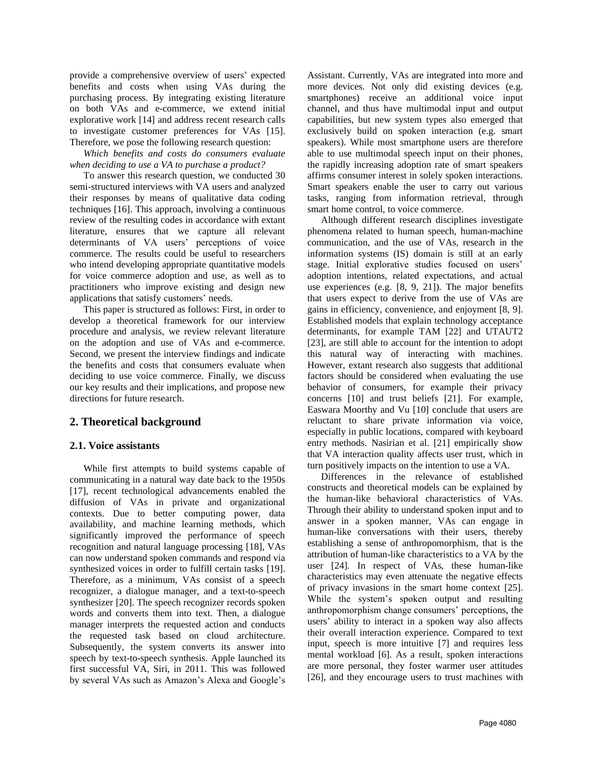provide a comprehensive overview of users' expected benefits and costs when using VAs during the purchasing process. By integrating existing literature on both VAs and e-commerce, we extend initial explorative work [14] and address recent research calls to investigate customer preferences for VAs [15]. Therefore, we pose the following research question:

*Which benefits and costs do consumers evaluate when deciding to use a VA to purchase a product?*

To answer this research question, we conducted 30 semi-structured interviews with VA users and analyzed their responses by means of qualitative data coding techniques [16]. This approach, involving a continuous review of the resulting codes in accordance with extant literature, ensures that we capture all relevant determinants of VA users' perceptions of voice commerce. The results could be useful to researchers who intend developing appropriate quantitative models for voice commerce adoption and use, as well as to practitioners who improve existing and design new applications that satisfy customers' needs.

This paper is structured as follows: First, in order to develop a theoretical framework for our interview procedure and analysis, we review relevant literature on the adoption and use of VAs and e-commerce. Second, we present the interview findings and indicate the benefits and costs that consumers evaluate when deciding to use voice commerce. Finally, we discuss our key results and their implications, and propose new directions for future research.

## 2. Theoretical background

### 2.1. Voice assistants

While first attempts to build systems capable of communicating in a natural way date back to the 1950s [17], recent technological advancements enabled the diffusion of VAs in private and organizational contexts. Due to better computing power, data availability, and machine learning methods, which significantly improved the performance of speech recognition and natural language processing [18], VAs can now understand spoken commands and respond via synthesized voices in order to fulfill certain tasks [19]. Therefore, as a minimum, VAs consist of a speech recognizer, a dialogue manager, and a text-to-speech synthesizer [20]. The speech recognizer records spoken words and converts them into text. Then, a dialogue manager interprets the requested action and conducts the requested task based on cloud architecture. Subsequently, the system converts its answer into speech by text-to-speech synthesis. Apple launched its first successful VA, Siri, in 2011. This was followed by several VAs such as Amazon's Alexa and Google's Assistant. Currently, VAs are integrated into more and more devices. Not only did existing devices (e.g. smartphones) receive an additional voice input channel, and thus have multimodal input and output capabilities, but new system types also emerged that exclusively build on spoken interaction (e.g. smart speakers). While most smartphone users are therefore able to use multimodal speech input on their phones, the rapidly increasing adoption rate of smart speakers affirms consumer interest in solely spoken interactions. Smart speakers enable the user to carry out various tasks, ranging from information retrieval, through smart home control, to voice commerce.

Although different research disciplines investigate phenomena related to human speech, human-machine communication, and the use of VAs, research in the information systems (IS) domain is still at an early stage. Initial explorative studies focused on users' adoption intentions, related expectations, and actual use experiences (e.g. [8, 9, 21]). The major benefits that users expect to derive from the use of VAs are gains in efficiency, convenience, and enjoyment [8, 9]. Established models that explain technology acceptance determinants, for example TAM [22] and UTAUT2 [23], are still able to account for the intention to adopt this natural way of interacting with machines. However, extant research also suggests that additional factors should be considered when evaluating the use behavior of consumers, for example their privacy concerns [10] and trust beliefs [21]. For example, Easwara Moorthy and Vu [10] conclude that users are reluctant to share private information via voice, especially in public locations, compared with keyboard entry methods. Nasirian et al. [21] empirically show that VA interaction quality affects user trust, which in turn positively impacts on the intention to use a VA.

Differences in the relevance of established constructs and theoretical models can be explained by the human-like behavioral characteristics of VAs. Through their ability to understand spoken input and to answer in a spoken manner, VAs can engage in human-like conversations with their users, thereby establishing a sense of anthropomorphism, that is the attribution of human-like characteristics to a VA by the user [24]. In respect of VAs, these human-like characteristics may even attenuate the negative effects of privacy invasions in the smart home context [25]. While the system's spoken output and resulting anthropomorphism change consumers' perceptions, the users' ability to interact in a spoken way also affects their overall interaction experience. Compared to text input, speech is more intuitive [7] and requires less mental workload [6]. As a result, spoken interactions are more personal, they foster warmer user attitudes [26], and they encourage users to trust machines with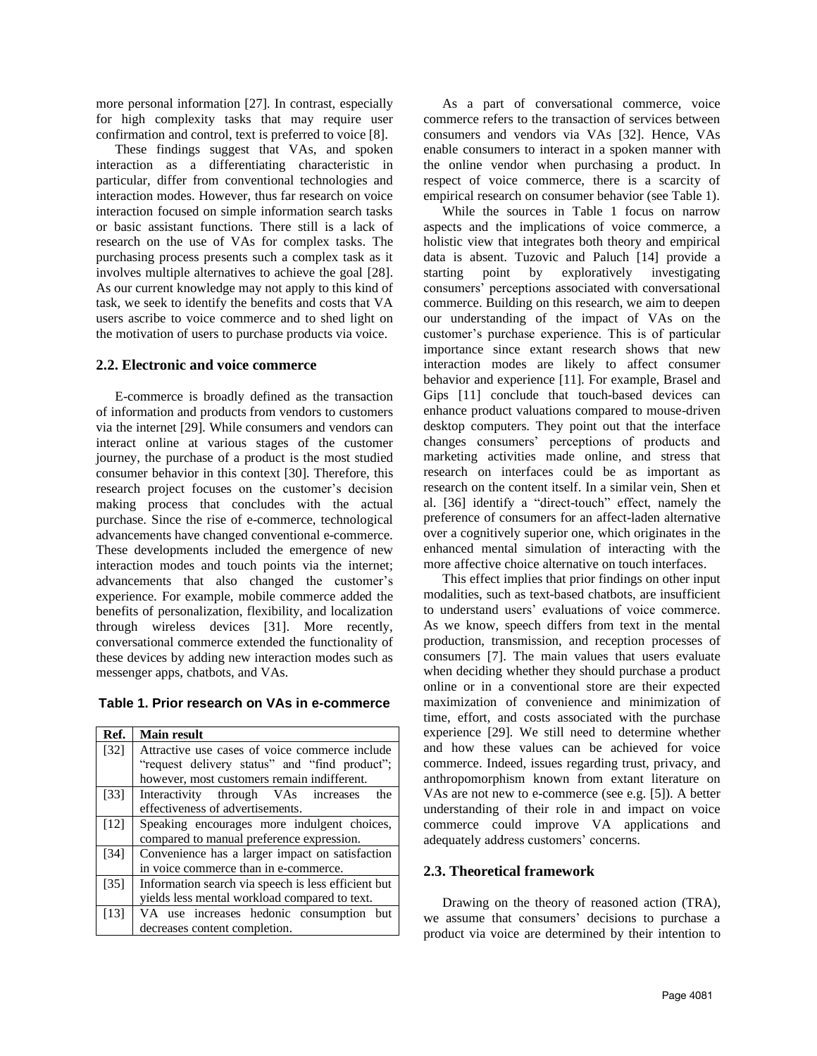more personal information [27]. In contrast, especially for high complexity tasks that may require user confirmation and control, text is preferred to voice [8].

These findings suggest that VAs, and spoken interaction as a differentiating characteristic in particular, differ from conventional technologies and interaction modes. However, thus far research on voice interaction focused on simple information search tasks or basic assistant functions. There still is a lack of research on the use of VAs for complex tasks. The purchasing process presents such a complex task as it involves multiple alternatives to achieve the goal [28]. As our current knowledge may not apply to this kind of task, we seek to identify the benefits and costs that VA users ascribe to voice commerce and to shed light on the motivation of users to purchase products via voice.

## 2.2. Electronic and voice commerce

E-commerce is broadly defined as the transaction of information and products from vendors to customers via the internet [29]. While consumers and vendors can interact online at various stages of the customer journey, the purchase of a product is the most studied consumer behavior in this context [30]. Therefore, this research project focuses on the customer's decision making process that concludes with the actual purchase. Since the rise of e-commerce, technological advancements have changed conventional e-commerce. These developments included the emergence of new interaction modes and touch points via the internet; advancements that also changed the customer's experience. For example, mobile commerce added the benefits of personalization, flexibility, and localization through wireless devices [31]. More recently, conversational commerce extended the functionality of these devices by adding new interaction modes such as messenger apps, chatbots, and VAs.

**Table 1. Prior research on VAs in e-commerce**

| Ref. | Main result |
|---|---|
| [32] | Attractive use cases of voice commerce include "request delivery status" and "find product"; however, most customers remain indifferent. |
| [33] | Interactivity through VAs increases the effectiveness of advertisements. |
| [12] | Speaking encourages more indulgent choices, compared to manual preference expression. |
| [34] | Convenience has a larger impact on satisfaction in voice commerce than in e-commerce. |
| [35] | Information search via speech is less efficient but yields less mental workload compared to text. |
| [13] | VA use increases hedonic consumption but decreases content completion. |

As a part of conversational commerce, voice commerce refers to the transaction of services between consumers and vendors via VAs [32]. Hence, VAs enable consumers to interact in a spoken manner with the online vendor when purchasing a product. In respect of voice commerce, there is a scarcity of empirical research on consumer behavior (see Table 1).

While the sources in Table 1 focus on narrow aspects and the implications of voice commerce, a holistic view that integrates both theory and empirical data is absent. Tuzovic and Paluch [14] provide a starting point by exploratively investigating consumers' perceptions associated with conversational commerce. Building on this research, we aim to deepen our understanding of the impact of VAs on the customer's purchase experience. This is of particular importance since extant research shows that new interaction modes are likely to affect consumer behavior and experience [11]. For example, Brasel and Gips [11] conclude that touch-based devices can enhance product valuations compared to mouse-driven desktop computers. They point out that the interface changes consumers' perceptions of products and marketing activities made online, and stress that research on interfaces could be as important as research on the content itself. In a similar vein, Shen et al. [36] identify a "direct-touch" effect, namely the preference of consumers for an affect-laden alternative over a cognitively superior one, which originates in the enhanced mental simulation of interacting with the more affective choice alternative on touch interfaces.

This effect implies that prior findings on other input modalities, such as text-based chatbots, are insufficient to understand users' evaluations of voice commerce. As we know, speech differs from text in the mental production, transmission, and reception processes of consumers [7]. The main values that users evaluate when deciding whether they should purchase a product online or in a conventional store are their expected maximization of convenience and minimization of time, effort, and costs associated with the purchase experience [29]. We still need to determine whether and how these values can be achieved for voice commerce. Indeed, issues regarding trust, privacy, and anthropomorphism known from extant literature on VAs are not new to e-commerce (see e.g. [5]). A better understanding of their role in and impact on voice commerce could improve VA applications and adequately address customers' concerns.

## 2.3. Theoretical framework

Drawing on the theory of reasoned action (TRA), we assume that consumers' decisions to purchase a product via voice are determined by their intention to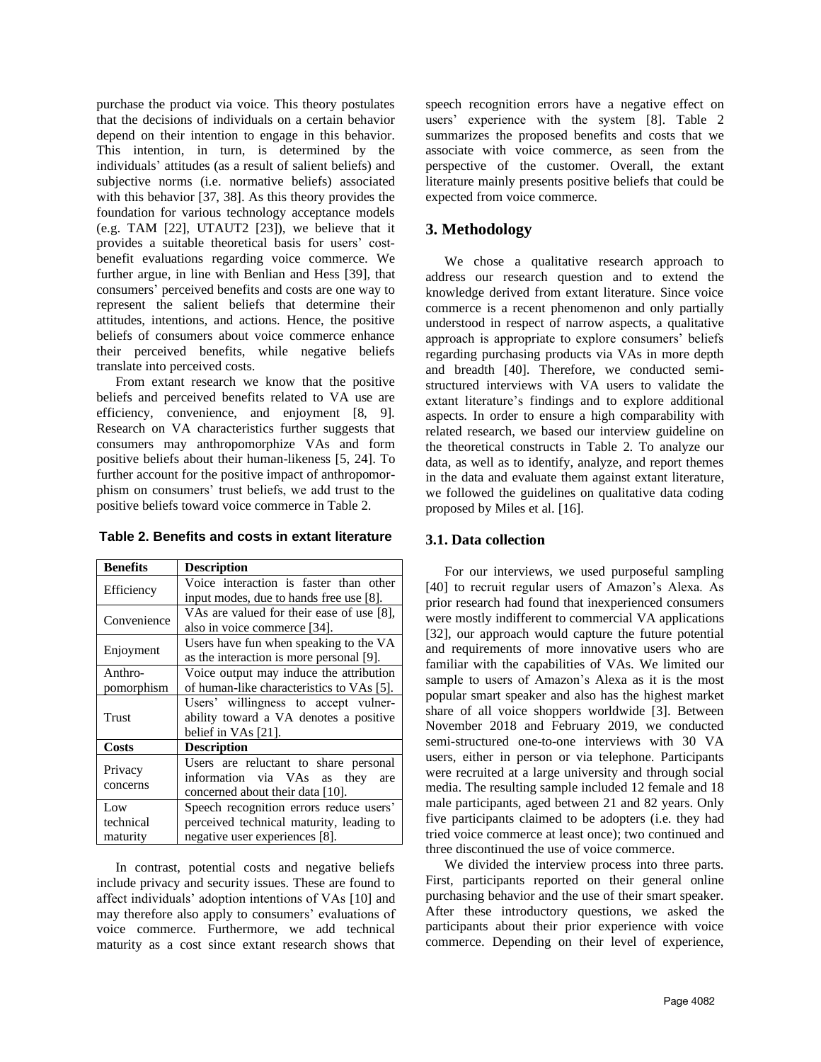purchase the product via voice. This theory postulates that the decisions of individuals on a certain behavior depend on their intention to engage in this behavior. This intention, in turn, is determined by the individuals' attitudes (as a result of salient beliefs) and subjective norms (i.e. normative beliefs) associated with this behavior [37, 38]. As this theory provides the foundation for various technology acceptance models (e.g. TAM [22], UTAUT2 [23]), we believe that it provides a suitable theoretical basis for users' cost-benefit evaluations regarding voice commerce. We further argue, in line with Benlian and Hess [39], that consumers' perceived benefits and costs are one way to represent the salient beliefs that determine their attitudes, intentions, and actions. Hence, the positive beliefs of consumers about voice commerce enhance their perceived benefits, while negative beliefs translate into perceived costs.

From extant research we know that the positive beliefs and perceived benefits related to VA use are efficiency, convenience, and enjoyment [8, 9]. Research on VA characteristics further suggests that consumers may anthropomorphize VAs and form positive beliefs about their human-likeness [5, 24]. To further account for the positive impact of anthropomorphism on consumers' trust beliefs, we add trust to the positive beliefs toward voice commerce in Table 2.

**Table 2. Benefits and costs in extant literature**

| **Benefits** | **Description** |
|---|---|
| Efficiency | Voice interaction is faster than other input modes, due to hands free use [8]. |
| Convenience | VAs are valued for their ease of use [8], also in voice commerce [34]. |
| Enjoyment | Users have fun when speaking to the VA as the interaction is more personal [9]. |
| Anthro-pomorphism | Voice output may induce the attribution of human-like characteristics to VAs [5]. |
| Trust | Users' willingness to accept vulner-ability toward a VA denotes a positive belief in VAs [21]. |
| **Costs** | **Description** |
| Privacy concerns | Users are reluctant to share personal information via VAs as they are concerned about their data [10]. |
| Low technical maturity | Speech recognition errors reduce users' perceived technical maturity, leading to negative user experiences [8]. |

In contrast, potential costs and negative beliefs include privacy and security issues. These are found to affect individuals' adoption intentions of VAs [10] and may therefore also apply to consumers' evaluations of voice commerce. Furthermore, we add technical maturity as a cost since extant research shows that speech recognition errors have a negative effect on users' experience with the system [8]. Table 2 summarizes the proposed benefits and costs that we associate with voice commerce, as seen from the perspective of the customer. Overall, the extant literature mainly presents positive beliefs that could be expected from voice commerce.

## 3. Methodology

We chose a qualitative research approach to address our research question and to extend the knowledge derived from extant literature. Since voice commerce is a recent phenomenon and only partially understood in respect of narrow aspects, a qualitative approach is appropriate to explore consumers' beliefs regarding purchasing products via VAs in more depth and breadth [40]. Therefore, we conducted semi-structured interviews with VA users to validate the extant literature's findings and to explore additional aspects. In order to ensure a high comparability with related research, we based our interview guideline on the theoretical constructs in Table 2. To analyze our data, as well as to identify, analyze, and report themes in the data and evaluate them against extant literature, we followed the guidelines on qualitative data coding proposed by Miles et al. [16].

### 3.1. Data collection

For our interviews, we used purposeful sampling [40] to recruit regular users of Amazon's Alexa. As prior research had found that inexperienced consumers were mostly indifferent to commercial VA applications [32], our approach would capture the future potential and requirements of more innovative users who are familiar with the capabilities of VAs. We limited our sample to users of Amazon's Alexa as it is the most popular smart speaker and also has the highest market share of all voice shoppers worldwide [3]. Between November 2018 and February 2019, we conducted semi-structured one-to-one interviews with 30 VA users, either in person or via telephone. Participants were recruited at a large university and through social media. The resulting sample included 12 female and 18 male participants, aged between 21 and 82 years. Only five participants claimed to be adopters (i.e. they had tried voice commerce at least once); two continued and three discontinued the use of voice commerce.

We divided the interview process into three parts. First, participants reported on their general online purchasing behavior and the use of their smart speaker. After these introductory questions, we asked the participants about their prior experience with voice commerce. Depending on their level of experience,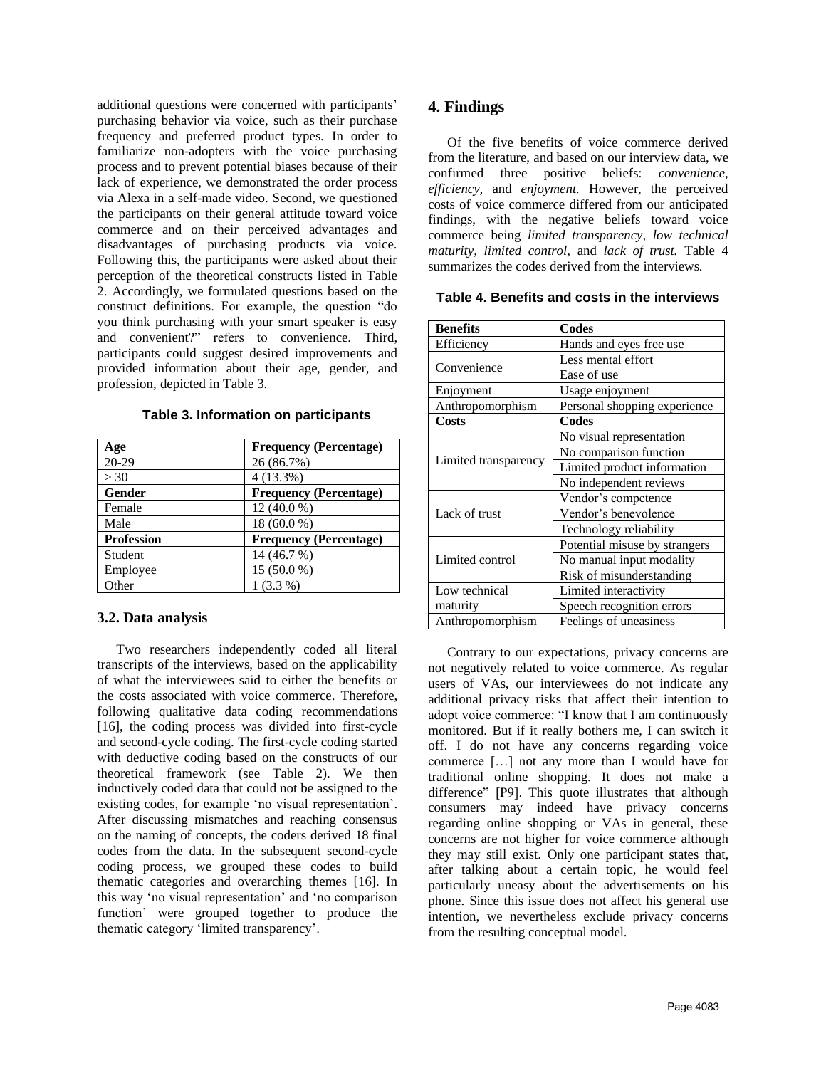additional questions were concerned with participants' purchasing behavior via voice, such as their purchase frequency and preferred product types. In order to familiarize non-adopters with the voice purchasing process and to prevent potential biases because of their lack of experience, we demonstrated the order process via Alexa in a self-made video. Second, we questioned the participants on their general attitude toward voice commerce and on their perceived advantages and disadvantages of purchasing products via voice. Following this, the participants were asked about their perception of the theoretical constructs listed in Table 2. Accordingly, we formulated questions based on the construct definitions. For example, the question "do you think purchasing with your smart speaker is easy and convenient?" refers to convenience. Third, participants could suggest desired improvements and provided information about their age, gender, and profession, depicted in Table 3.

**Table 3. Information on participants**

| Age | Frequency (Percentage) |
|---|---|
| 20-29 | 26 (86.7%) |
| > 30 | 4 (13.3%) |
| **Gender** | **Frequency (Percentage)** |
| Female | 12 (40.0 %) |
| Male | 18 (60.0 %) |
| **Profession** | **Frequency (Percentage)** |
| Student | 14 (46.7 %) |
| Employee | 15 (50.0 %) |
| Other | 1 (3.3 %) |

### 3.2. Data analysis

Two researchers independently coded all literal transcripts of the interviews, based on the applicability of what the interviewees said to either the benefits or the costs associated with voice commerce. Therefore, following qualitative data coding recommendations [16], the coding process was divided into first-cycle and second-cycle coding. The first-cycle coding started with deductive coding based on the constructs of our theoretical framework (see Table 2). We then inductively coded data that could not be assigned to the existing codes, for example 'no visual representation'. After discussing mismatches and reaching consensus on the naming of concepts, the coders derived 18 final codes from the data. In the subsequent second-cycle coding process, we grouped these codes to build thematic categories and overarching themes [16]. In this way 'no visual representation' and 'no comparison function' were grouped together to produce the thematic category 'limited transparency'.

## 4. Findings

Of the five benefits of voice commerce derived from the literature, and based on our interview data, we confirmed three positive beliefs: *convenience, efficiency,* and *enjoyment.* However, the perceived costs of voice commerce differed from our anticipated findings, with the negative beliefs toward voice commerce being *limited transparency, low technical maturity, limited control,* and *lack of trust.* Table 4 summarizes the codes derived from the interviews.

**Table 4. Benefits and costs in the interviews**

| Benefits | Codes |
|---|---|
| Efficiency | Hands and eyes free use |
| Convenience | Less mental effort |
| | Ease of use |
| Enjoyment | Usage enjoyment |
| Anthropomorphism | Personal shopping experience |
| **Costs** | **Codes** |
| Limited transparency | No visual representation |
| | No comparison function |
| | Limited product information |
| | No independent reviews |
| Lack of trust | Vendor's competence |
| | Vendor's benevolence |
| | Technology reliability |
| Limited control | Potential misuse by strangers |
| | No manual input modality |
| | Risk of misunderstanding |
| Low technical maturity | Limited interactivity |
| | Speech recognition errors |
| Anthropomorphism | Feelings of uneasiness |

Contrary to our expectations, privacy concerns are not negatively related to voice commerce. As regular users of VAs, our interviewees do not indicate any additional privacy risks that affect their intention to adopt voice commerce: "I know that I am continuously monitored. But if it really bothers me, I can switch it off. I do not have any concerns regarding voice commerce […] not any more than I would have for traditional online shopping. It does not make a difference" [P9]. This quote illustrates that although consumers may indeed have privacy concerns regarding online shopping or VAs in general, these concerns are not higher for voice commerce although they may still exist. Only one participant states that, after talking about a certain topic, he would feel particularly uneasy about the advertisements on his phone. Since this issue does not affect his general use intention, we nevertheless exclude privacy concerns from the resulting conceptual model.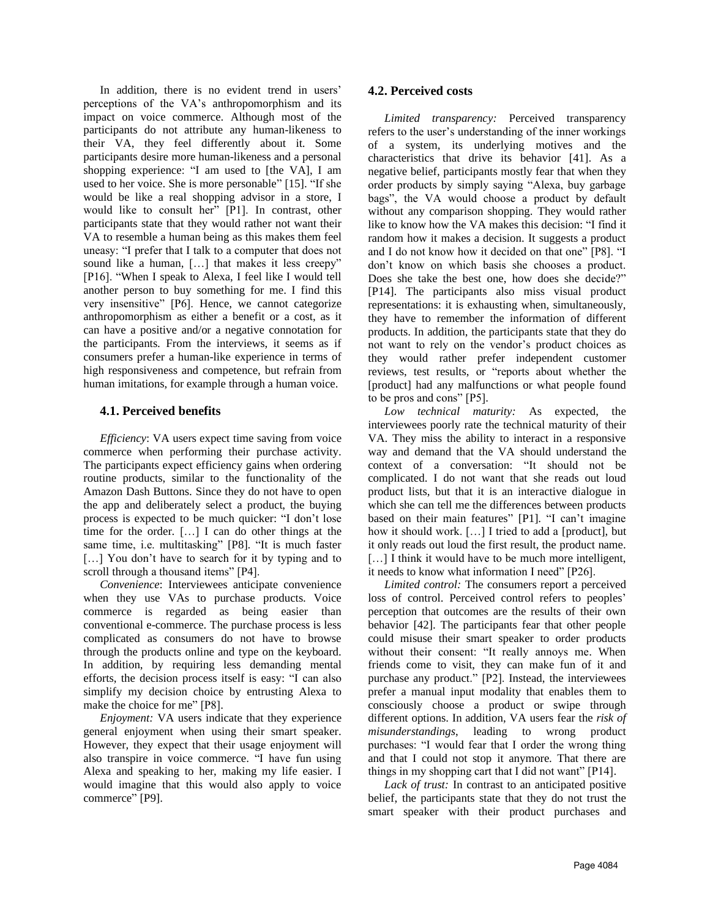In addition, there is no evident trend in users' perceptions of the VA's anthropomorphism and its impact on voice commerce. Although most of the participants do not attribute any human-likeness to their VA, they feel differently about it. Some participants desire more human-likeness and a personal shopping experience: "I am used to [the VA], I am used to her voice. She is more personable" [15]. "If she would be like a real shopping advisor in a store, I would like to consult her" [P1]. In contrast, other participants state that they would rather not want their VA to resemble a human being as this makes them feel uneasy: "I prefer that I talk to a computer that does not sound like a human, […] that makes it less creepy" [P16]. "When I speak to Alexa, I feel like I would tell another person to buy something for me. I find this very insensitive" [P6]. Hence, we cannot categorize anthropomorphism as either a benefit or a cost, as it can have a positive and/or a negative connotation for the participants. From the interviews, it seems as if consumers prefer a human-like experience in terms of high responsiveness and competence, but refrain from human imitations, for example through a human voice.

### 4.1. Perceived benefits

*Efficiency*: VA users expect time saving from voice commerce when performing their purchase activity. The participants expect efficiency gains when ordering routine products, similar to the functionality of the Amazon Dash Buttons. Since they do not have to open the app and deliberately select a product, the buying process is expected to be much quicker: "I don't lose time for the order. […] I can do other things at the same time, i.e. multitasking" [P8]. "It is much faster […] You don't have to search for it by typing and to scroll through a thousand items" [P4].

*Convenience*: Interviewees anticipate convenience when they use VAs to purchase products. Voice commerce is regarded as being easier than conventional e-commerce. The purchase process is less complicated as consumers do not have to browse through the products online and type on the keyboard. In addition, by requiring less demanding mental efforts, the decision process itself is easy: "I can also simplify my decision choice by entrusting Alexa to make the choice for me" [P8].

*Enjoyment:* VA users indicate that they experience general enjoyment when using their smart speaker. However, they expect that their usage enjoyment will also transpire in voice commerce. "I have fun using Alexa and speaking to her, making my life easier. I would imagine that this would also apply to voice commerce" [P9].

### 4.2. Perceived costs

*Limited transparency:* Perceived transparency refers to the user's understanding of the inner workings of a system, its underlying motives and the characteristics that drive its behavior [41]. As a negative belief, participants mostly fear that when they order products by simply saying "Alexa, buy garbage bags", the VA would choose a product by default without any comparison shopping. They would rather like to know how the VA makes this decision: "I find it random how it makes a decision. It suggests a product and I do not know how it decided on that one" [P8]. "I don't know on which basis she chooses a product. Does she take the best one, how does she decide?" [P14]. The participants also miss visual product representations: it is exhausting when, simultaneously, they have to remember the information of different products. In addition, the participants state that they do not want to rely on the vendor's product choices as they would rather prefer independent customer reviews, test results, or "reports about whether the [product] had any malfunctions or what people found to be pros and cons" [P5].

*Low technical maturity:* As expected, the interviewees poorly rate the technical maturity of their VA. They miss the ability to interact in a responsive way and demand that the VA should understand the context of a conversation: "It should not be complicated. I do not want that she reads out loud product lists, but that it is an interactive dialogue in which she can tell me the differences between products based on their main features" [P1]. "I can't imagine how it should work. […] I tried to add a [product], but it only reads out loud the first result, the product name. […] I think it would have to be much more intelligent, it needs to know what information I need" [P26].

*Limited control:* The consumers report a perceived loss of control. Perceived control refers to peoples' perception that outcomes are the results of their own behavior [42]. The participants fear that other people could misuse their smart speaker to order products without their consent: "It really annoys me. When friends come to visit, they can make fun of it and purchase any product." [P2]. Instead, the interviewees prefer a manual input modality that enables them to consciously choose a product or swipe through different options. In addition, VA users fear the *risk of misunderstandings*, leading to wrong product purchases: "I would fear that I order the wrong thing and that I could not stop it anymore. That there are things in my shopping cart that I did not want" [P14].

*Lack of trust:* In contrast to an anticipated positive belief, the participants state that they do not trust the smart speaker with their product purchases and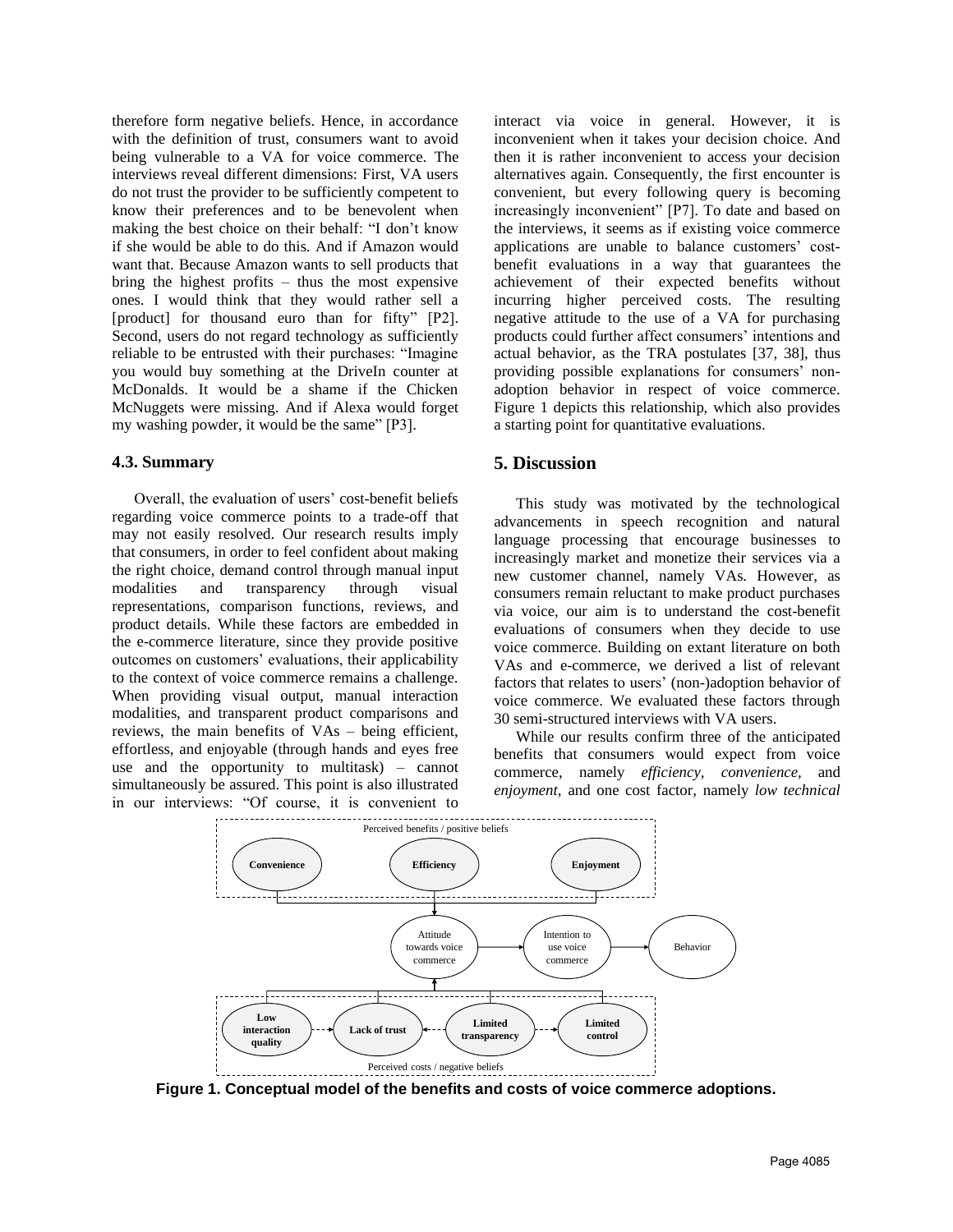therefore form negative beliefs. Hence, in accordance with the definition of trust, consumers want to avoid being vulnerable to a VA for voice commerce. The interviews reveal different dimensions: First, VA users do not trust the provider to be sufficiently competent to know their preferences and to be benevolent when making the best choice on their behalf: "I don't know if she would be able to do this. And if Amazon would want that. Because Amazon wants to sell products that bring the highest profits – thus the most expensive ones. I would think that they would rather sell a [product] for thousand euro than for fifty" [P2]. Second, users do not regard technology as sufficiently reliable to be entrusted with their purchases: "Imagine you would buy something at the DriveIn counter at McDonalds. It would be a shame if the Chicken McNuggets were missing. And if Alexa would forget my washing powder, it would be the same" [P3].

### 4.3. Summary

Overall, the evaluation of users' cost-benefit beliefs regarding voice commerce points to a trade-off that may not easily resolved. Our research results imply that consumers, in order to feel confident about making the right choice, demand control through manual input modalities and transparency through visual representations, comparison functions, reviews, and product details. While these factors are embedded in the e-commerce literature, since they provide positive outcomes on customers' evaluations, their applicability to the context of voice commerce remains a challenge. When providing visual output, manual interaction modalities, and transparent product comparisons and reviews, the main benefits of VAs – being efficient, effortless, and enjoyable (through hands and eyes free use and the opportunity to multitask) – cannot simultaneously be assured. This point is also illustrated in our interviews: "Of course, it is convenient to interact via voice in general. However, it is inconvenient when it takes your decision choice. And then it is rather inconvenient to access your decision alternatives again. Consequently, the first encounter is convenient, but every following query is becoming increasingly inconvenient" [P7]. To date and based on the interviews, it seems as if existing voice commerce applications are unable to balance customers' cost-benefit evaluations in a way that guarantees the achievement of their expected benefits without incurring higher perceived costs. The resulting negative attitude to the use of a VA for purchasing products could further affect consumers' intentions and actual behavior, as the TRA postulates [37, 38], thus providing possible explanations for consumers' non-adoption behavior in respect of voice commerce. Figure 1 depicts this relationship, which also provides a starting point for quantitative evaluations.

## 5. Discussion

This study was motivated by the technological advancements in speech recognition and natural language processing that encourage businesses to increasingly market and monetize their services via a new customer channel, namely VAs. However, as consumers remain reluctant to make product purchases via voice, our aim is to understand the cost-benefit evaluations of consumers when they decide to use voice commerce. Building on extant literature on both VAs and e-commerce, we derived a list of relevant factors that relates to users' (non-)adoption behavior of voice commerce. We evaluated these factors through 30 semi-structured interviews with VA users.

While our results confirm three of the anticipated benefits that consumers would expect from voice commerce, namely *efficiency*, *convenience*, and *enjoyment*, and one cost factor, namely *low technical*

**Figure 1. Conceptual model of the benefits and costs of voice commerce adoptions.**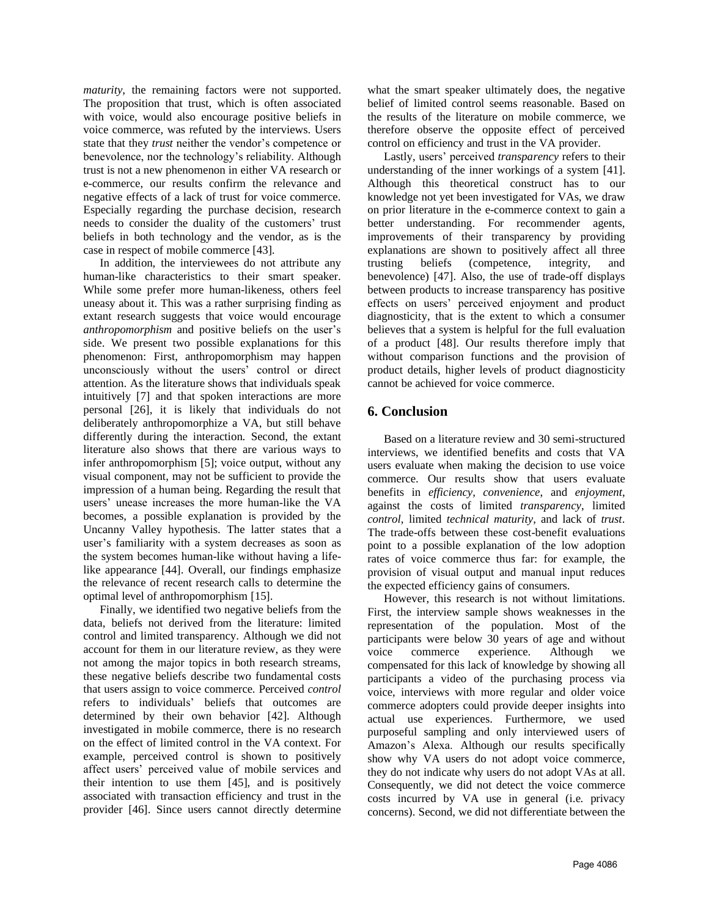*maturity*, the remaining factors were not supported. The proposition that trust, which is often associated with voice, would also encourage positive beliefs in voice commerce, was refuted by the interviews. Users state that they *trust* neither the vendor's competence or benevolence, nor the technology's reliability. Although trust is not a new phenomenon in either VA research or e-commerce, our results confirm the relevance and negative effects of a lack of trust for voice commerce. Especially regarding the purchase decision, research needs to consider the duality of the customers' trust beliefs in both technology and the vendor, as is the case in respect of mobile commerce [43].

In addition, the interviewees do not attribute any human-like characteristics to their smart speaker. While some prefer more human-likeness, others feel uneasy about it. This was a rather surprising finding as extant research suggests that voice would encourage *anthropomorphism* and positive beliefs on the user's side. We present two possible explanations for this phenomenon: First, anthropomorphism may happen unconsciously without the users' control or direct attention. As the literature shows that individuals speak intuitively [7] and that spoken interactions are more personal [26], it is likely that individuals do not deliberately anthropomorphize a VA, but still behave differently during the interaction. Second, the extant literature also shows that there are various ways to infer anthropomorphism [5]; voice output, without any visual component, may not be sufficient to provide the impression of a human being. Regarding the result that users' unease increases the more human-like the VA becomes, a possible explanation is provided by the Uncanny Valley hypothesis. The latter states that a user's familiarity with a system decreases as soon as the system becomes human-like without having a life-like appearance [44]. Overall, our findings emphasize the relevance of recent research calls to determine the optimal level of anthropomorphism [15].

Finally, we identified two negative beliefs from the data, beliefs not derived from the literature: limited control and limited transparency. Although we did not account for them in our literature review, as they were not among the major topics in both research streams, these negative beliefs describe two fundamental costs that users assign to voice commerce. Perceived *control* refers to individuals' beliefs that outcomes are determined by their own behavior [42]. Although investigated in mobile commerce, there is no research on the effect of limited control in the VA context. For example, perceived control is shown to positively affect users' perceived value of mobile services and their intention to use them [45], and is positively associated with transaction efficiency and trust in the provider [46]. Since users cannot directly determine what the smart speaker ultimately does, the negative belief of limited control seems reasonable. Based on the results of the literature on mobile commerce, we therefore observe the opposite effect of perceived control on efficiency and trust in the VA provider.

Lastly, users' perceived *transparency* refers to their understanding of the inner workings of a system [41]. Although this theoretical construct has to our knowledge not yet been investigated for VAs, we draw on prior literature in the e-commerce context to gain a better understanding. For recommender agents, improvements of their transparency by providing explanations are shown to positively affect all three trusting beliefs (competence, integrity, and benevolence) [47]. Also, the use of trade-off displays between products to increase transparency has positive effects on users' perceived enjoyment and product diagnosticity, that is the extent to which a consumer believes that a system is helpful for the full evaluation of a product [48]. Our results therefore imply that without comparison functions and the provision of product details, higher levels of product diagnosticity cannot be achieved for voice commerce.

## 6. Conclusion

Based on a literature review and 30 semi-structured interviews, we identified benefits and costs that VA users evaluate when making the decision to use voice commerce. Our results show that users evaluate benefits in *efficiency*, *convenience*, and *enjoyment*, against the costs of limited *transparency*, limited *control*, limited *technical maturity*, and lack of *trust*. The trade-offs between these cost-benefit evaluations point to a possible explanation of the low adoption rates of voice commerce thus far: for example, the provision of visual output and manual input reduces the expected efficiency gains of consumers.

However, this research is not without limitations. First, the interview sample shows weaknesses in the representation of the population. Most of the participants were below 30 years of age and without voice commerce experience. Although we compensated for this lack of knowledge by showing all participants a video of the purchasing process via voice, interviews with more regular and older voice commerce adopters could provide deeper insights into actual use experiences. Furthermore, we used purposeful sampling and only interviewed users of Amazon's Alexa. Although our results specifically show why VA users do not adopt voice commerce, they do not indicate why users do not adopt VAs at all. Consequently, we did not detect the voice commerce costs incurred by VA use in general (i.e. privacy concerns). Second, we did not differentiate between the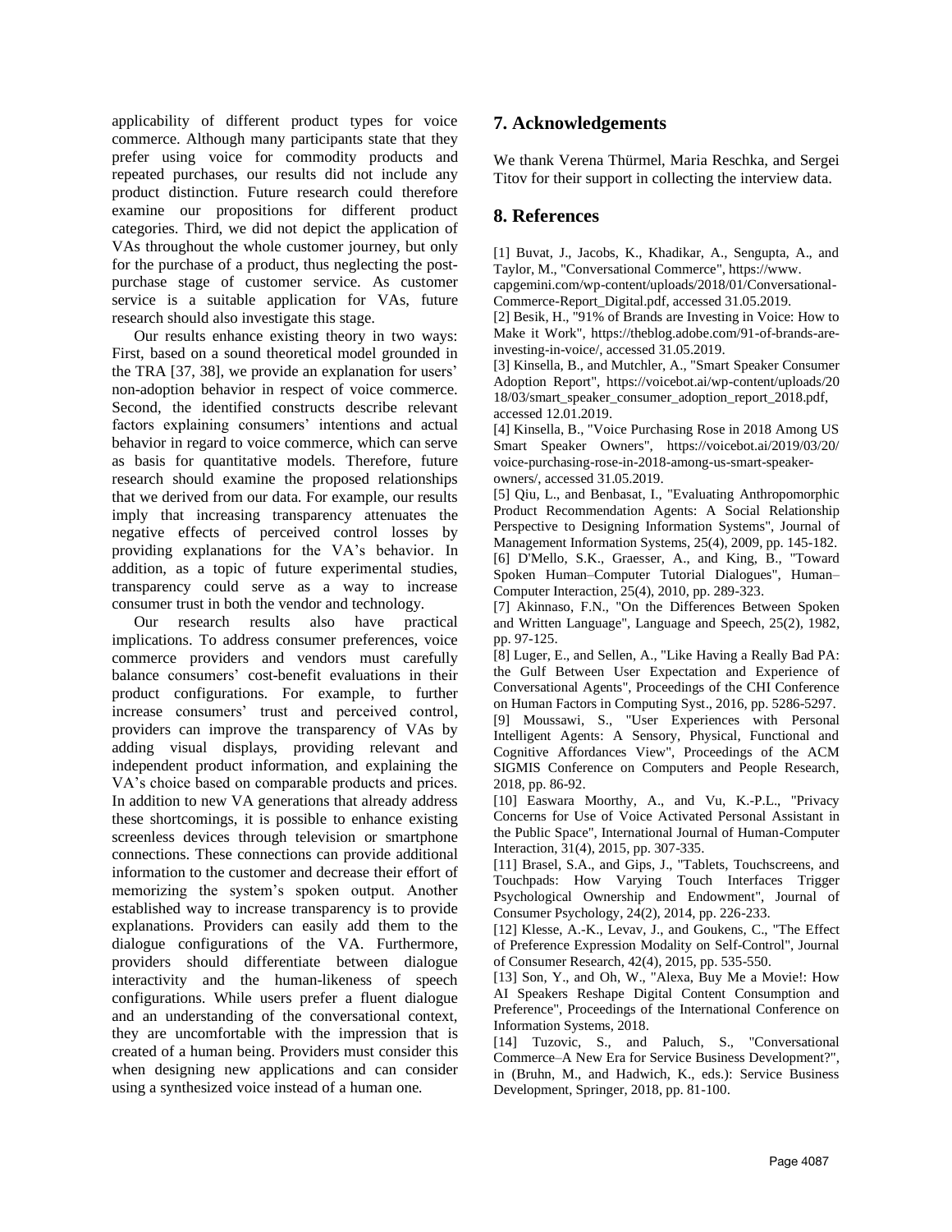applicability of different product types for voice commerce. Although many participants state that they prefer using voice for commodity products and repeated purchases, our results did not include any product distinction. Future research could therefore examine our propositions for different product categories. Third, we did not depict the application of VAs throughout the whole customer journey, but only for the purchase of a product, thus neglecting the post-purchase stage of customer service. As customer service is a suitable application for VAs, future research should also investigate this stage.

Our results enhance existing theory in two ways: First, based on a sound theoretical model grounded in the TRA [37, 38], we provide an explanation for users' non-adoption behavior in respect of voice commerce. Second, the identified constructs describe relevant factors explaining consumers' intentions and actual behavior in regard to voice commerce, which can serve as basis for quantitative models. Therefore, future research should examine the proposed relationships that we derived from our data. For example, our results imply that increasing transparency attenuates the negative effects of perceived control losses by providing explanations for the VA's behavior. In addition, as a topic of future experimental studies, transparency could serve as a way to increase consumer trust in both the vendor and technology.

Our research results also have practical implications. To address consumer preferences, voice commerce providers and vendors must carefully balance consumers' cost-benefit evaluations in their product configurations. For example, to further increase consumers' trust and perceived control, providers can improve the transparency of VAs by adding visual displays, providing relevant and independent product information, and explaining the VA's choice based on comparable products and prices. In addition to new VA generations that already address these shortcomings, it is possible to enhance existing screenless devices through television or smartphone connections. These connections can provide additional information to the customer and decrease their effort of memorizing the system's spoken output. Another established way to increase transparency is to provide explanations. Providers can easily add them to the dialogue configurations of the VA. Furthermore, providers should differentiate between dialogue interactivity and the human-likeness of speech configurations. While users prefer a fluent dialogue and an understanding of the conversational context, they are uncomfortable with the impression that is created of a human being. Providers must consider this when designing new applications and can consider using a synthesized voice instead of a human one.

## 7. Acknowledgements

We thank Verena Thürmel, Maria Reschka, and Sergei Titov for their support in collecting the interview data.

## 8. References

[1] Buvat, J., Jacobs, K., Khadikar, A., Sengupta, A., and Taylor, M., "Conversational Commerce", https://www.capgemini.com/wp-content/uploads/2018/01/Conversational-Commerce-Report_Digital.pdf, accessed 31.05.2019.

[2] Besik, H., "91% of Brands are Investing in Voice: How to Make it Work", https://theblog.adobe.com/91-of-brands-are-investing-in-voice/, accessed 31.05.2019.

[3] Kinsella, B., and Mutchler, A., "Smart Speaker Consumer Adoption Report", https://voicebot.ai/wp-content/uploads/2018/03/smart_speaker_consumer_adoption_report_2018.pdf, accessed 12.01.2019.

[4] Kinsella, B., "Voice Purchasing Rose in 2018 Among US Smart Speaker Owners", https://voicebot.ai/2019/03/20/voice-purchasing-rose-in-2018-among-us-smart-speaker-owners/, accessed 31.05.2019.

[5] Qiu, L., and Benbasat, I., "Evaluating Anthropomorphic Product Recommendation Agents: A Social Relationship Perspective to Designing Information Systems", Journal of Management Information Systems, 25(4), 2009, pp. 145-182.

[6] D'Mello, S.K., Graesser, A., and King, B., "Toward Spoken Human–Computer Tutorial Dialogues", Human–Computer Interaction, 25(4), 2010, pp. 289-323.

[7] Akinnaso, F.N., "On the Differences Between Spoken and Written Language", Language and Speech, 25(2), 1982, pp. 97-125.

[8] Luger, E., and Sellen, A., "Like Having a Really Bad PA: the Gulf Between User Expectation and Experience of Conversational Agents", Proceedings of the CHI Conference on Human Factors in Computing Syst., 2016, pp. 5286-5297.

[9] Moussawi, S., "User Experiences with Personal Intelligent Agents: A Sensory, Physical, Functional and Cognitive Affordances View", Proceedings of the ACM SIGMIS Conference on Computers and People Research, 2018, pp. 86-92.

[10] Easwara Moorthy, A., and Vu, K.-P.L., "Privacy Concerns for Use of Voice Activated Personal Assistant in the Public Space", International Journal of Human-Computer Interaction, 31(4), 2015, pp. 307-335.

[11] Brasel, S.A., and Gips, J., "Tablets, Touchscreens, and Touchpads: How Varying Touch Interfaces Trigger Psychological Ownership and Endowment", Journal of Consumer Psychology, 24(2), 2014, pp. 226-233.

[12] Klesse, A.-K., Levav, J., and Goukens, C., "The Effect of Preference Expression Modality on Self-Control", Journal of Consumer Research, 42(4), 2015, pp. 535-550.

[13] Son, Y., and Oh, W., "Alexa, Buy Me a Movie!: How AI Speakers Reshape Digital Content Consumption and Preference", Proceedings of the International Conference on Information Systems, 2018.

[14] Tuzovic, S., and Paluch, S., "Conversational Commerce–A New Era for Service Business Development?", in (Bruhn, M., and Hadwich, K., eds.): Service Business Development, Springer, 2018, pp. 81-100.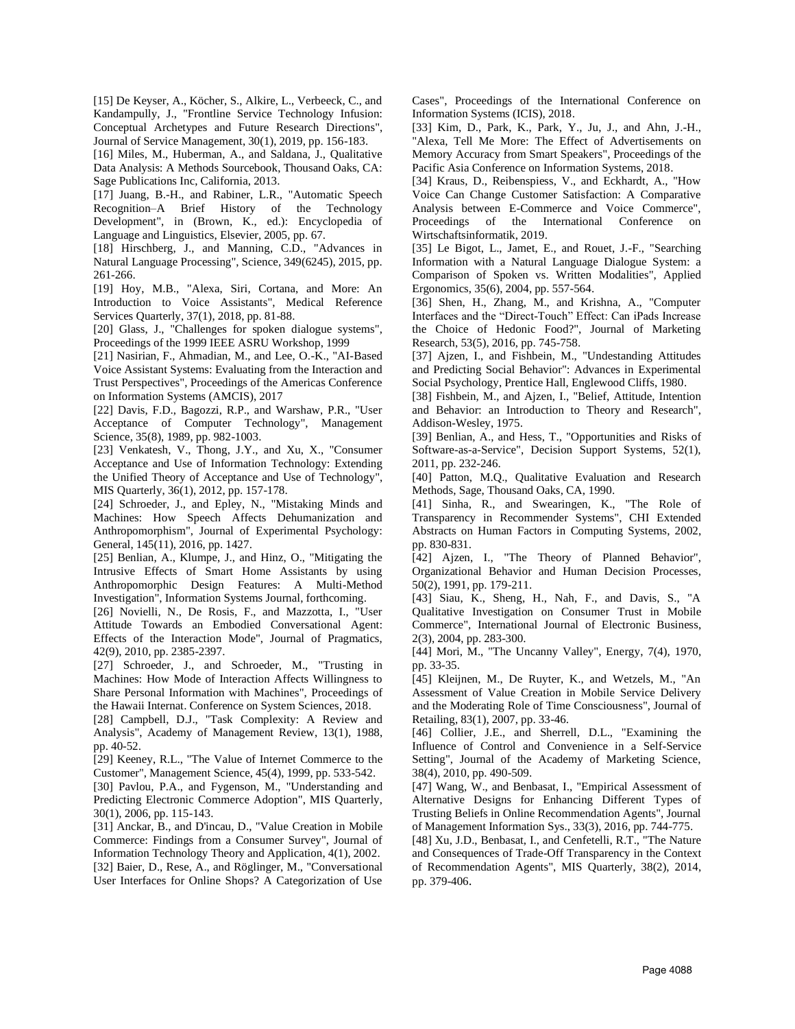[15] De Keyser, A., Köcher, S., Alkire, L., Verbeeck, C., and Kandampully, J., "Frontline Service Technology Infusion: Conceptual Archetypes and Future Research Directions", Journal of Service Management, 30(1), 2019, pp. 156-183.

[16] Miles, M., Huberman, A., and Saldana, J., Qualitative Data Analysis: A Methods Sourcebook, Thousand Oaks, CA: Sage Publications Inc, California, 2013.

[17] Juang, B.-H., and Rabiner, L.R., "Automatic Speech Recognition–A Brief History of the Technology Development", in (Brown, K., ed.): Encyclopedia of Language and Linguistics, Elsevier, 2005, pp. 67.

[18] Hirschberg, J., and Manning, C.D., "Advances in Natural Language Processing", Science, 349(6245), 2015, pp. 261-266.

[19] Hoy, M.B., "Alexa, Siri, Cortana, and More: An Introduction to Voice Assistants", Medical Reference Services Quarterly, 37(1), 2018, pp. 81-88.

[20] Glass, J., "Challenges for spoken dialogue systems", Proceedings of the 1999 IEEE ASRU Workshop, 1999

[21] Nasirian, F., Ahmadian, M., and Lee, O.-K., "AI-Based Voice Assistant Systems: Evaluating from the Interaction and Trust Perspectives", Proceedings of the Americas Conference on Information Systems (AMCIS), 2017

[22] Davis, F.D., Bagozzi, R.P., and Warshaw, P.R., "User Acceptance of Computer Technology", Management Science, 35(8), 1989, pp. 982-1003.

[23] Venkatesh, V., Thong, J.Y., and Xu, X., "Consumer Acceptance and Use of Information Technology: Extending the Unified Theory of Acceptance and Use of Technology", MIS Quarterly, 36(1), 2012, pp. 157-178.

[24] Schroeder, J., and Epley, N., "Mistaking Minds and Machines: How Speech Affects Dehumanization and Anthropomorphism", Journal of Experimental Psychology: General, 145(11), 2016, pp. 1427.

[25] Benlian, A., Klumpe, J., and Hinz, O., "Mitigating the Intrusive Effects of Smart Home Assistants by using Anthropomorphic Design Features: A Multi-Method Investigation", Information Systems Journal, forthcoming.

[26] Novielli, N., De Rosis, F., and Mazzotta, I., "User Attitude Towards an Embodied Conversational Agent: Effects of the Interaction Mode", Journal of Pragmatics, 42(9), 2010, pp. 2385-2397.

[27] Schroeder, J., and Schroeder, M., "Trusting in Machines: How Mode of Interaction Affects Willingness to Share Personal Information with Machines", Proceedings of the Hawaii Internat. Conference on System Sciences, 2018.

[28] Campbell, D.J., "Task Complexity: A Review and Analysis", Academy of Management Review, 13(1), 1988, pp. 40-52.

[29] Keeney, R.L., "The Value of Internet Commerce to the Customer", Management Science, 45(4), 1999, pp. 533-542.

[30] Pavlou, P.A., and Fygenson, M., "Understanding and Predicting Electronic Commerce Adoption", MIS Quarterly, 30(1), 2006, pp. 115-143.

[31] Anckar, B., and D'incau, D., "Value Creation in Mobile Commerce: Findings from a Consumer Survey", Journal of Information Technology Theory and Application, 4(1), 2002.

[32] Baier, D., Rese, A., and Röglinger, M., "Conversational User Interfaces for Online Shops? A Categorization of Use Cases", Proceedings of the International Conference on Information Systems (ICIS), 2018.

[33] Kim, D., Park, K., Park, Y., Ju, J., and Ahn, J.-H., "Alexa, Tell Me More: The Effect of Advertisements on Memory Accuracy from Smart Speakers", Proceedings of the Pacific Asia Conference on Information Systems, 2018.

[34] Kraus, D., Reibenspiess, V., and Eckhardt, A., "How Voice Can Change Customer Satisfaction: A Comparative Analysis between E-Commerce and Voice Commerce", Proceedings of the International Conference on Wirtschaftsinformatik, 2019.

[35] Le Bigot, L., Jamet, E., and Rouet, J.-F., "Searching Information with a Natural Language Dialogue System: a Comparison of Spoken vs. Written Modalities", Applied Ergonomics, 35(6), 2004, pp. 557-564.

[36] Shen, H., Zhang, M., and Krishna, A., "Computer Interfaces and the "Direct-Touch" Effect: Can iPads Increase the Choice of Hedonic Food?", Journal of Marketing Research, 53(5), 2016, pp. 745-758.

[37] Ajzen, I., and Fishbein, M., "Undestanding Attitudes and Predicting Social Behavior": Advances in Experimental Social Psychology, Prentice Hall, Englewood Cliffs, 1980.

[38] Fishbein, M., and Ajzen, I., "Belief, Attitude, Intention and Behavior: an Introduction to Theory and Research", Addison-Wesley, 1975.

[39] Benlian, A., and Hess, T., "Opportunities and Risks of Software-as-a-Service", Decision Support Systems, 52(1), 2011, pp. 232-246.

[40] Patton, M.Q., Qualitative Evaluation and Research Methods, Sage, Thousand Oaks, CA, 1990.

[41] Sinha, R., and Swearingen, K., "The Role of Transparency in Recommender Systems", CHI Extended Abstracts on Human Factors in Computing Systems, 2002, pp. 830-831.

[42] Ajzen, I., "The Theory of Planned Behavior", Organizational Behavior and Human Decision Processes, 50(2), 1991, pp. 179-211.

[43] Siau, K., Sheng, H., Nah, F., and Davis, S., "A Qualitative Investigation on Consumer Trust in Mobile Commerce", International Journal of Electronic Business, 2(3), 2004, pp. 283-300.

[44] Mori, M., "The Uncanny Valley", Energy, 7(4), 1970, pp. 33-35.

[45] Kleijnen, M., De Ruyter, K., and Wetzels, M., "An Assessment of Value Creation in Mobile Service Delivery and the Moderating Role of Time Consciousness", Journal of Retailing, 83(1), 2007, pp. 33-46.

[46] Collier, J.E., and Sherrell, D.L., "Examining the Influence of Control and Convenience in a Self-Service Setting", Journal of the Academy of Marketing Science, 38(4), 2010, pp. 490-509.

[47] Wang, W., and Benbasat, I., "Empirical Assessment of Alternative Designs for Enhancing Different Types of Trusting Beliefs in Online Recommendation Agents", Journal of Management Information Sys., 33(3), 2016, pp. 744-775.

[48] Xu, J.D., Benbasat, I., and Cenfetelli, R.T., "The Nature and Consequences of Trade-Off Transparency in the Context of Recommendation Agents", MIS Quarterly, 38(2), 2014, pp. 379-406.